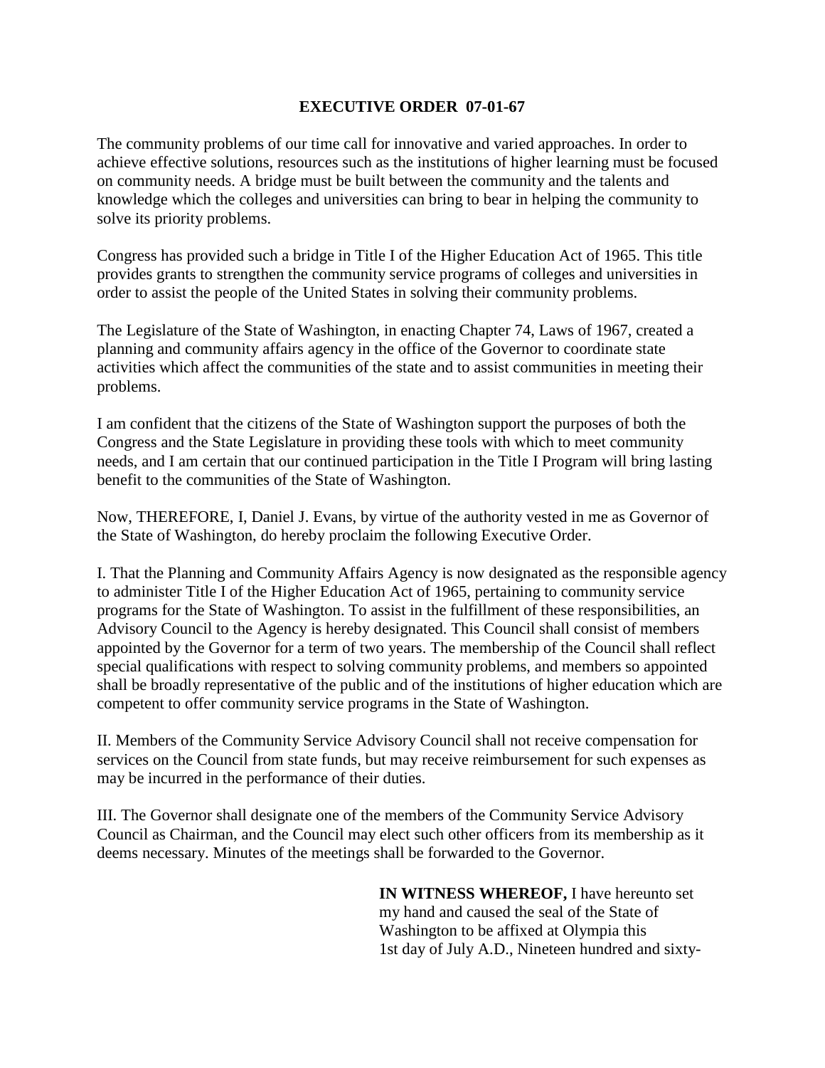# EXECUTIVE ORDER 07-01-67

The community problems of our time call for innovative and varied approaches. In order to achieve effective solutions, resources such as the institutions of higher learning must be focused on community needs. A bridge must be built between the community and the talents and knowledge which the colleges and universities can bring to bear in helping the community to solve its priority problems.

Congress has provided such a bridge in Title I of the Higher Education Act of 1965. This title provides grants to strengthen the community service programs of colleges and universities in order to assist the people of the United States in solving their community problems.

The Legislature of the State of Washington, in enacting Chapter 74, Laws of 1967, created a planning and community affairs agency in the office of the Governor to coordinate state activities which affect the communities of the state and to assist communities in meeting their problems.

I am confident that the citizens of the State of Washington support the purposes of both the Congress and the State Legislature in providing these tools with which to meet community needs, and I am certain that our continued participation in the Title I Program will bring lasting benefit to the communities of the State of Washington.

Now, THEREFORE, I, Daniel J. Evans, by virtue of the authority vested in me as Governor of the State of Washington, do hereby proclaim the following Executive Order.

I. That the Planning and Community Affairs Agency is now designated as the responsible agency to administer Title I of the Higher Education Act of 1965, pertaining to community service programs for the State of Washington. To assist in the fulfillment of these responsibilities, an Advisory Council to the Agency is hereby designated. This Council shall consist of members appointed by the Governor for a term of two years. The membership of the Council shall reflect special qualifications with respect to solving community problems, and members so appointed shall be broadly representative of the public and of the institutions of higher education which are competent to offer community service programs in the State of Washington.

II. Members of the Community Service Advisory Council shall not receive compensation for services on the Council from state funds, but may receive reimbursement for such expenses as may be incurred in the performance of their duties.

III. The Governor shall designate one of the members of the Community Service Advisory Council as Chairman, and the Council may elect such other officers from its membership as it deems necessary. Minutes of the meetings shall be forwarded to the Governor.

**IN WITNESS WHEREOF,** I have hereunto set my hand and caused the seal of the State of Washington to be affixed at Olympia this 1st day of July A.D., Nineteen hundred and sixty-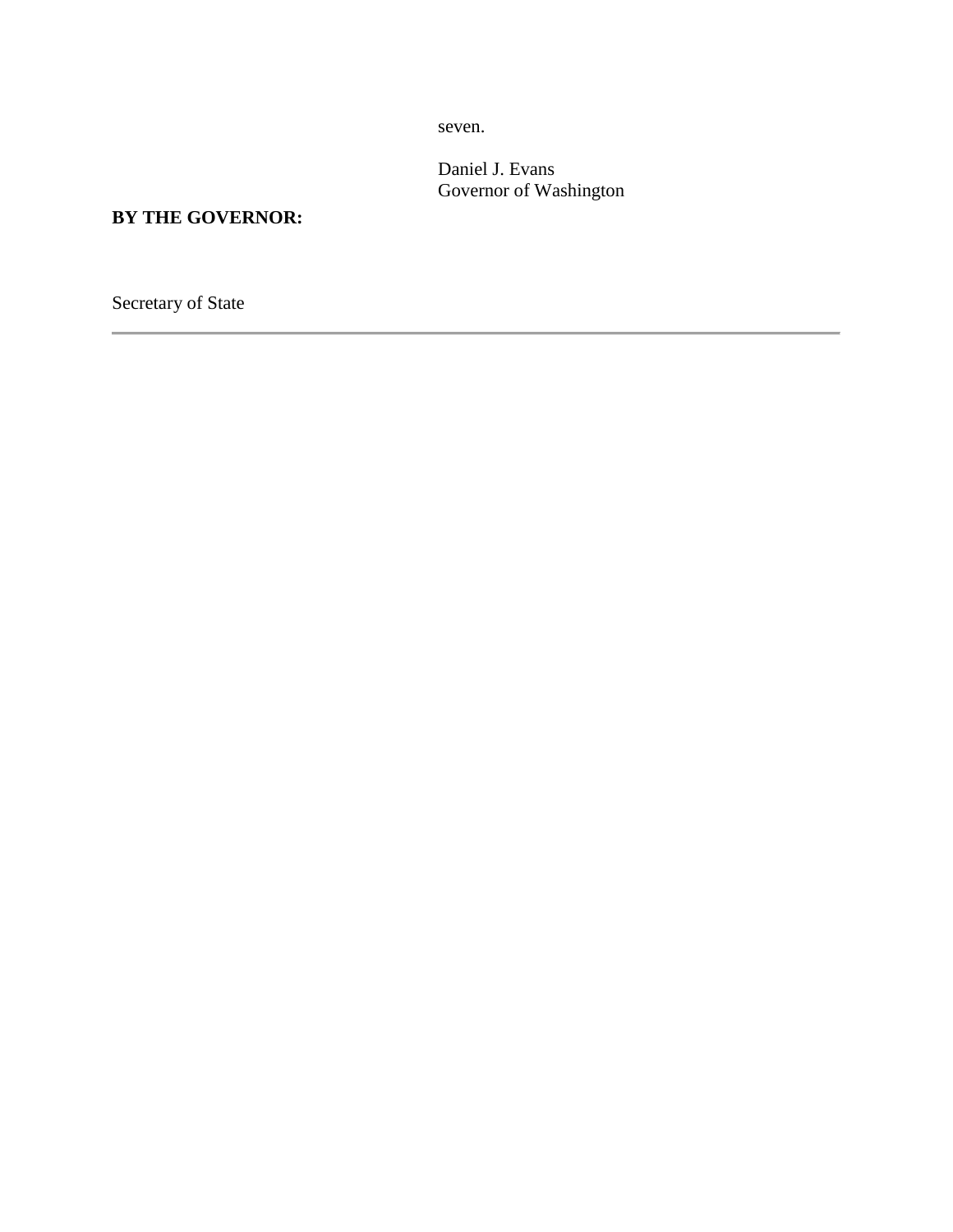seven.

Daniel J. Evans
Governor of Washington

**BY THE GOVERNOR:**

Secretary of State

---